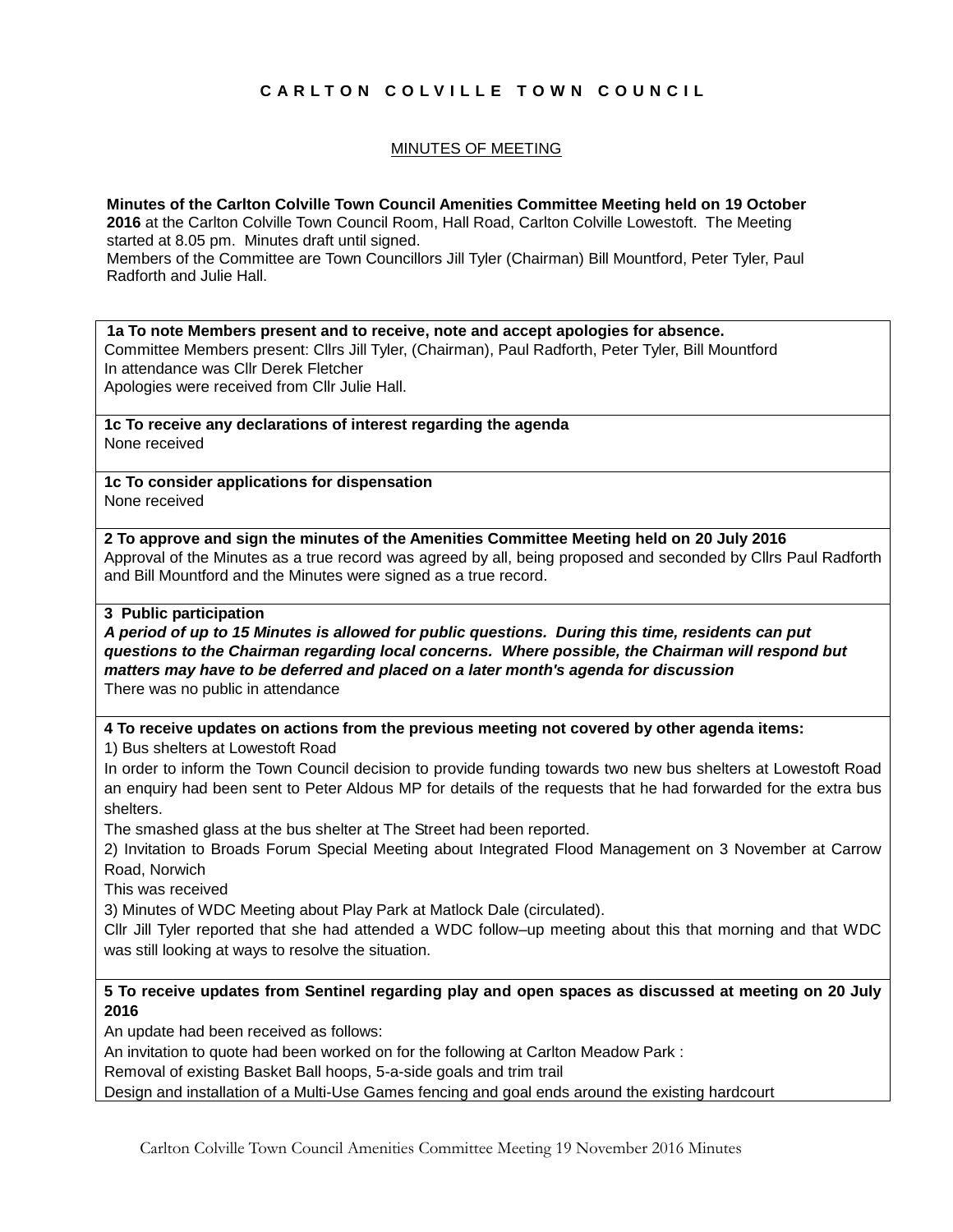# C A R L T O N   C O L V I L L E   T O W N   C O U N C I L

## MINUTES OF MEETING

**Minutes of the Carlton Colville Town Council Amenities Committee Meeting held on 19 October 2016** at the Carlton Colville Town Council Room, Hall Road, Carlton Colville Lowestoft. The Meeting started at 8.05 pm. Minutes draft until signed.
Members of the Committee are Town Councillors Jill Tyler (Chairman) Bill Mountford, Peter Tyler, Paul Radforth and Julie Hall.

**1a To note Members present and to receive, note and accept apologies for absence.**
Committee Members present: Cllrs Jill Tyler, (Chairman), Paul Radforth, Peter Tyler, Bill Mountford
In attendance was Cllr Derek Fletcher
Apologies were received from Cllr Julie Hall.

**1c To receive any declarations of interest regarding the agenda**
None received

**1c To consider applications for dispensation**
None received

**2 To approve and sign the minutes of the Amenities Committee Meeting held on 20 July 2016**
Approval of the Minutes as a true record was agreed by all, being proposed and seconded by Cllrs Paul Radforth and Bill Mountford and the Minutes were signed as a true record.

**3 Public participation**
***A period of up to 15 Minutes is allowed for public questions. During this time, residents can put questions to the Chairman regarding local concerns. Where possible, the Chairman will respond but matters may have to be deferred and placed on a later month's agenda for discussion***
There was no public in attendance

**4 To receive updates on actions from the previous meeting not covered by other agenda items:**
1) Bus shelters at Lowestoft Road
In order to inform the Town Council decision to provide funding towards two new bus shelters at Lowestoft Road an enquiry had been sent to Peter Aldous MP for details of the requests that he had forwarded for the extra bus shelters.
The smashed glass at the bus shelter at The Street had been reported.
2) Invitation to Broads Forum Special Meeting about Integrated Flood Management on 3 November at Carrow Road, Norwich
This was received
3) Minutes of WDC Meeting about Play Park at Matlock Dale (circulated).
Cllr Jill Tyler reported that she had attended a WDC follow–up meeting about this that morning and that WDC was still looking at ways to resolve the situation.

**5 To receive updates from Sentinel regarding play and open spaces as discussed at meeting on 20 July 2016**
An update had been received as follows:
An invitation to quote had been worked on for the following at Carlton Meadow Park :
Removal of existing Basket Ball hoops, 5-a-side goals and trim trail
Design and installation of a Multi-Use Games fencing and goal ends around the existing hardcourt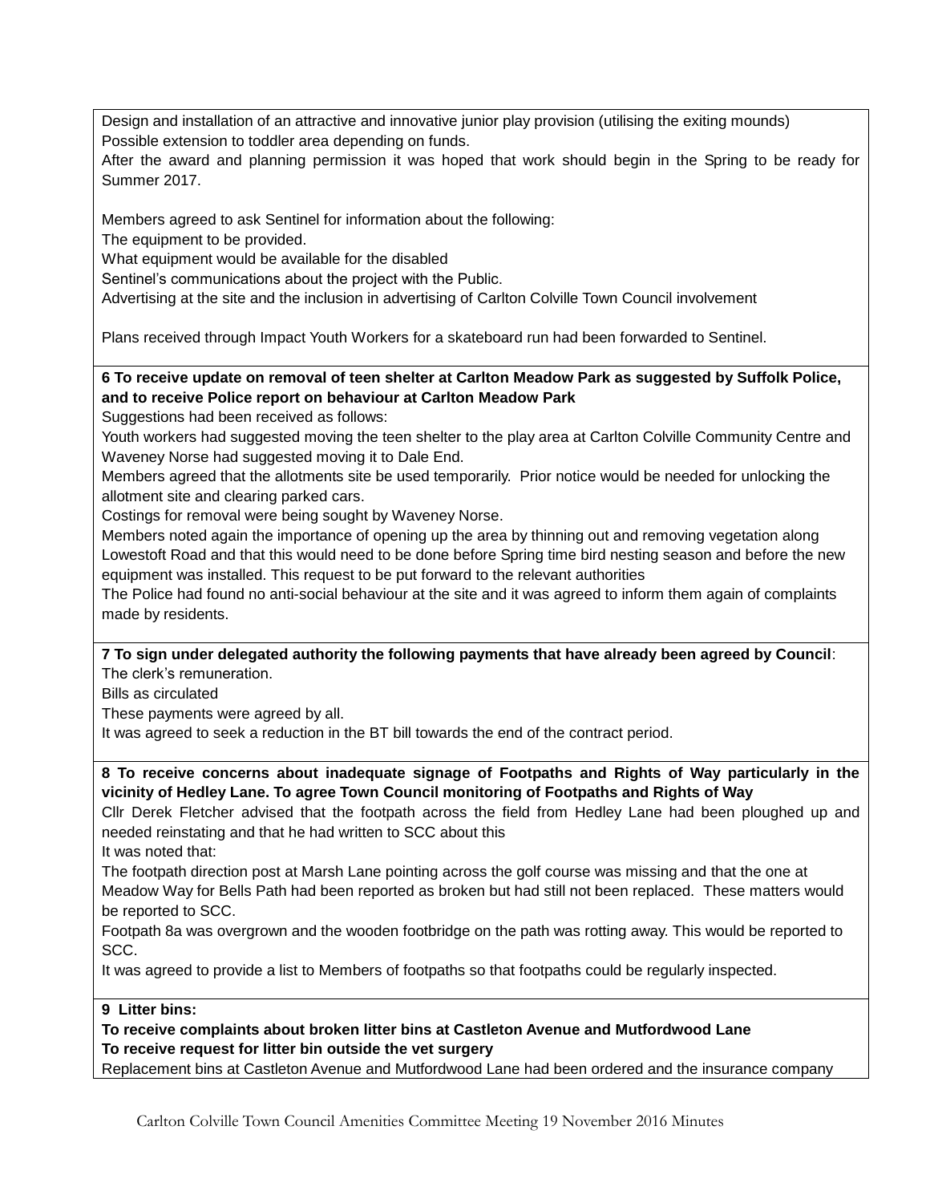Design and installation of an attractive and innovative junior play provision (utilising the exiting mounds)
Possible extension to toddler area depending on funds.
After the award and planning permission it was hoped that work should begin in the Spring to be ready for Summer 2017.

Members agreed to ask Sentinel for information about the following:
The equipment to be provided.
What equipment would be available for the disabled
Sentinel's communications about the project with the Public.
Advertising at the site and the inclusion in advertising of Carlton Colville Town Council involvement

Plans received through Impact Youth Workers for a skateboard run had been forwarded to Sentinel.

**6 To receive update on removal of teen shelter at Carlton Meadow Park as suggested by Suffolk Police, and to receive Police report on behaviour at Carlton Meadow Park**

Suggestions had been received as follows:
Youth workers had suggested moving the teen shelter to the play area at Carlton Colville Community Centre and Waveney Norse had suggested moving it to Dale End.
Members agreed that the allotments site be used temporarily. Prior notice would be needed for unlocking the allotment site and clearing parked cars.
Costings for removal were being sought by Waveney Norse.
Members noted again the importance of opening up the area by thinning out and removing vegetation along Lowestoft Road and that this would need to be done before Spring time bird nesting season and before the new equipment was installed. This request to be put forward to the relevant authorities
The Police had found no anti-social behaviour at the site and it was agreed to inform them again of complaints made by residents.

**7 To sign under delegated authority the following payments that have already been agreed by Council**:
The clerk's remuneration.
Bills as circulated
These payments were agreed by all.
It was agreed to seek a reduction in the BT bill towards the end of the contract period.

**8 To receive concerns about inadequate signage of Footpaths and Rights of Way particularly in the vicinity of Hedley Lane. To agree Town Council monitoring of Footpaths and Rights of Way**

Cllr Derek Fletcher advised that the footpath across the field from Hedley Lane had been ploughed up and needed reinstating and that he had written to SCC about this
It was noted that:
The footpath direction post at Marsh Lane pointing across the golf course was missing and that the one at Meadow Way for Bells Path had been reported as broken but had still not been replaced. These matters would be reported to SCC.
Footpath 8a was overgrown and the wooden footbridge on the path was rotting away. This would be reported to SCC.
It was agreed to provide a list to Members of footpaths so that footpaths could be regularly inspected.

**9 Litter bins:**
**To receive complaints about broken litter bins at Castleton Avenue and Mutfordwood Lane**
**To receive request for litter bin outside the vet surgery**

Replacement bins at Castleton Avenue and Mutfordwood Lane had been ordered and the insurance company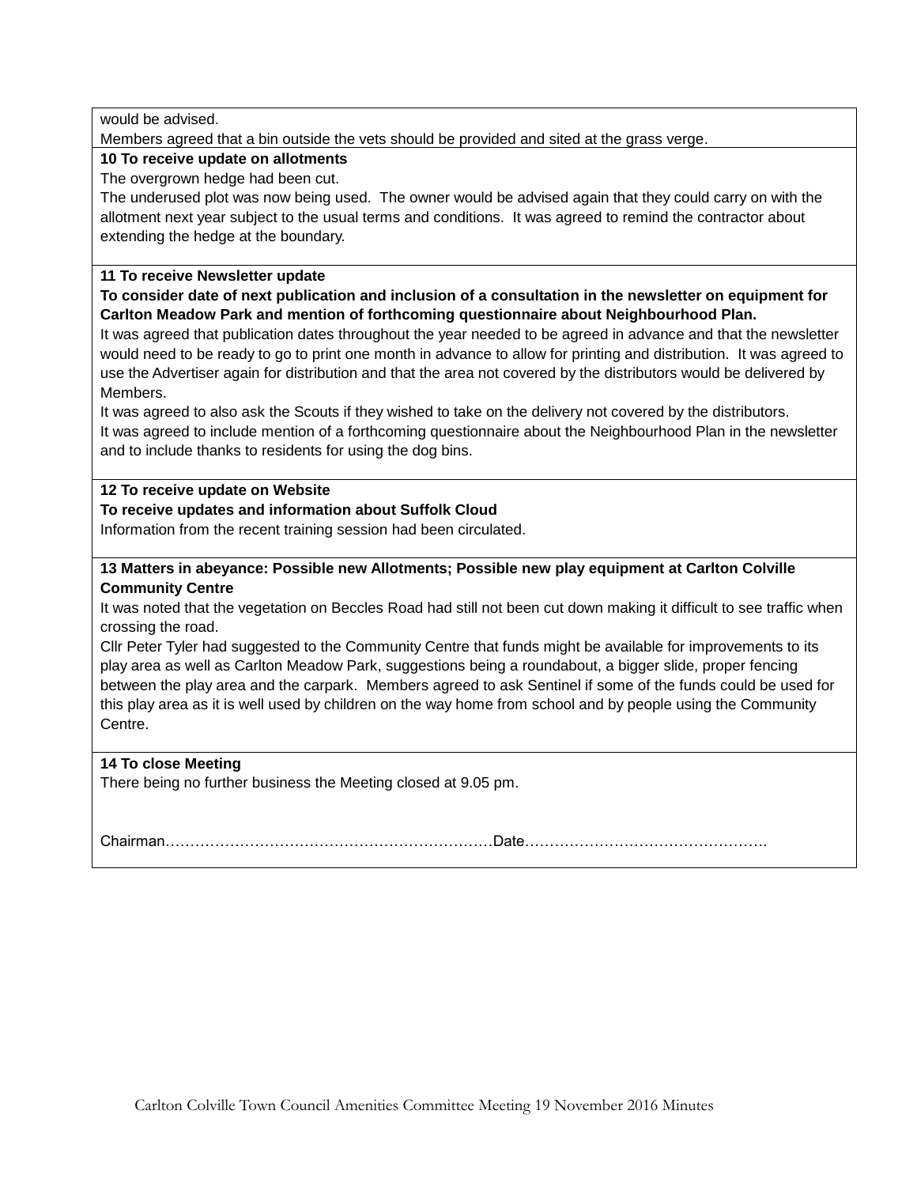would be advised.

Members agreed that a bin outside the vets should be provided and sited at the grass verge.

**10 To receive update on allotments**

The overgrown hedge had been cut.

The underused plot was now being used. The owner would be advised again that they could carry on with the allotment next year subject to the usual terms and conditions. It was agreed to remind the contractor about extending the hedge at the boundary.

**11 To receive Newsletter update**

**To consider date of next publication and inclusion of a consultation in the newsletter on equipment for Carlton Meadow Park and mention of forthcoming questionnaire about Neighbourhood Plan.**

It was agreed that publication dates throughout the year needed to be agreed in advance and that the newsletter would need to be ready to go to print one month in advance to allow for printing and distribution. It was agreed to use the Advertiser again for distribution and that the area not covered by the distributors would be delivered by Members.

It was agreed to also ask the Scouts if they wished to take on the delivery not covered by the distributors.

It was agreed to include mention of a forthcoming questionnaire about the Neighbourhood Plan in the newsletter and to include thanks to residents for using the dog bins.

**12 To receive update on Website**

**To receive updates and information about Suffolk Cloud**

Information from the recent training session had been circulated.

**13 Matters in abeyance: Possible new Allotments; Possible new play equipment at Carlton Colville Community Centre**

It was noted that the vegetation on Beccles Road had still not been cut down making it difficult to see traffic when crossing the road.

Cllr Peter Tyler had suggested to the Community Centre that funds might be available for improvements to its play area as well as Carlton Meadow Park, suggestions being a roundabout, a bigger slide, proper fencing between the play area and the carpark. Members agreed to ask Sentinel if some of the funds could be used for this play area as it is well used by children on the way home from school and by people using the Community Centre.

**14 To close Meeting**

There being no further business the Meeting closed at 9.05 pm.

Chairman…………………………………………………………Date………………………………………….